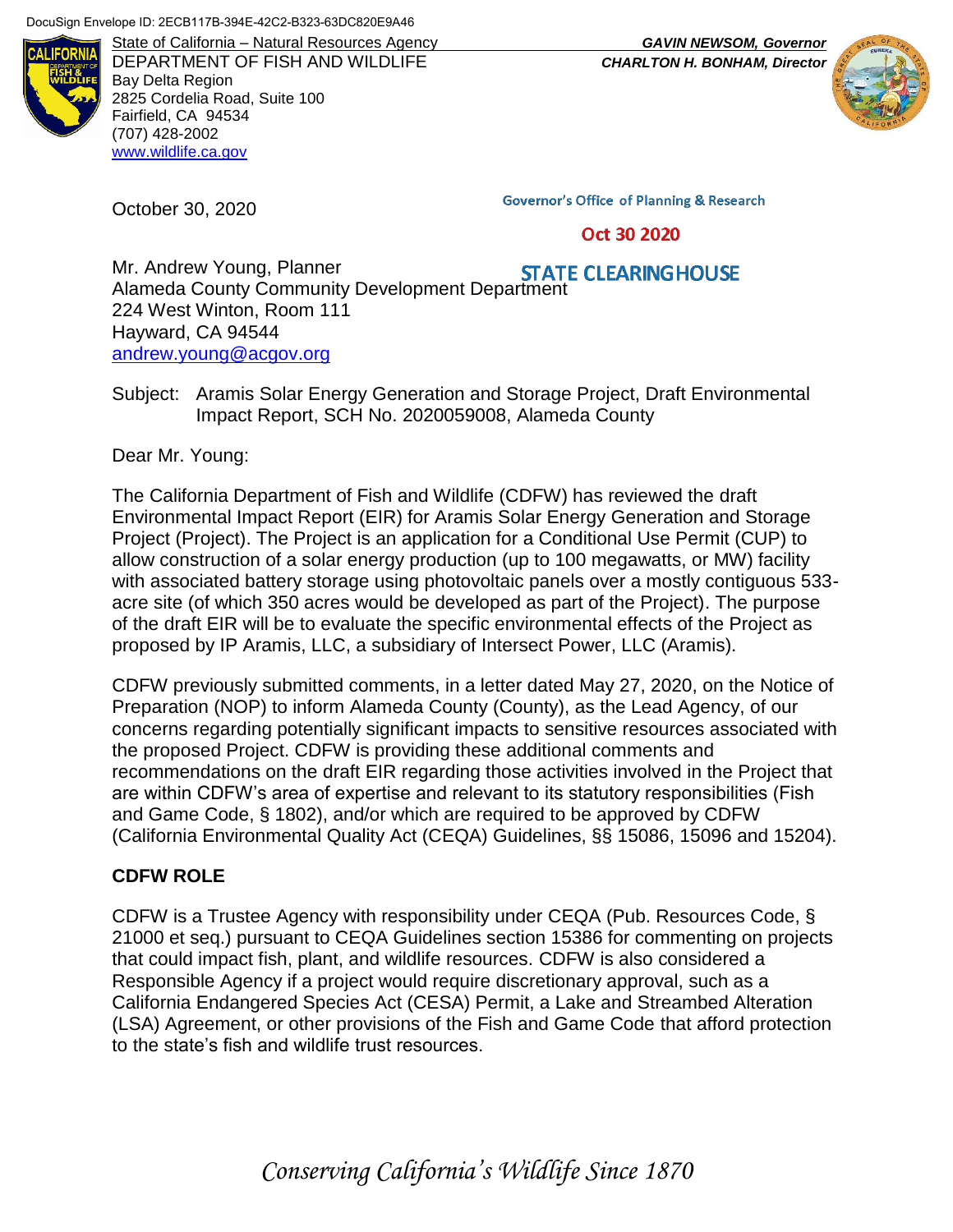DocuSign Envelope ID: 2ECB117B-394E-42C2-B323-63DC820E9A46

State of California – Natural Resources Agency
DEPARTMENT OF FISH AND WILDLIFE
Bay Delta Region
2825 Cordelia Road, Suite 100
Fairfield, CA 94534
(707) 428-2002
www.wildlife.ca.gov

***GAVIN NEWSOM, Governor***
***CHARLTON H. BONHAM, Director***

October 30, 2020

Governor's Office of Planning & Research

Oct 30 2020

STATE CLEARINGHOUSE

Mr. Andrew Young, Planner
Alameda County Community Development Department
224 West Winton, Room 111
Hayward, CA 94544
andrew.young@acgov.org

Subject: Aramis Solar Energy Generation and Storage Project, Draft Environmental Impact Report, SCH No. 2020059008, Alameda County

Dear Mr. Young:

The California Department of Fish and Wildlife (CDFW) has reviewed the draft Environmental Impact Report (EIR) for Aramis Solar Energy Generation and Storage Project (Project). The Project is an application for a Conditional Use Permit (CUP) to allow construction of a solar energy production (up to 100 megawatts, or MW) facility with associated battery storage using photovoltaic panels over a mostly contiguous 533-acre site (of which 350 acres would be developed as part of the Project). The purpose of the draft EIR will be to evaluate the specific environmental effects of the Project as proposed by IP Aramis, LLC, a subsidiary of Intersect Power, LLC (Aramis).

CDFW previously submitted comments, in a letter dated May 27, 2020, on the Notice of Preparation (NOP) to inform Alameda County (County), as the Lead Agency, of our concerns regarding potentially significant impacts to sensitive resources associated with the proposed Project. CDFW is providing these additional comments and recommendations on the draft EIR regarding those activities involved in the Project that are within CDFW's area of expertise and relevant to its statutory responsibilities (Fish and Game Code, § 1802), and/or which are required to be approved by CDFW (California Environmental Quality Act (CEQA) Guidelines, §§ 15086, 15096 and 15204).

## CDFW ROLE

CDFW is a Trustee Agency with responsibility under CEQA (Pub. Resources Code, § 21000 et seq.) pursuant to CEQA Guidelines section 15386 for commenting on projects that could impact fish, plant, and wildlife resources. CDFW is also considered a Responsible Agency if a project would require discretionary approval, such as a California Endangered Species Act (CESA) Permit, a Lake and Streambed Alteration (LSA) Agreement, or other provisions of the Fish and Game Code that afford protection to the state's fish and wildlife trust resources.

*Conserving California's Wildlife Since 1870*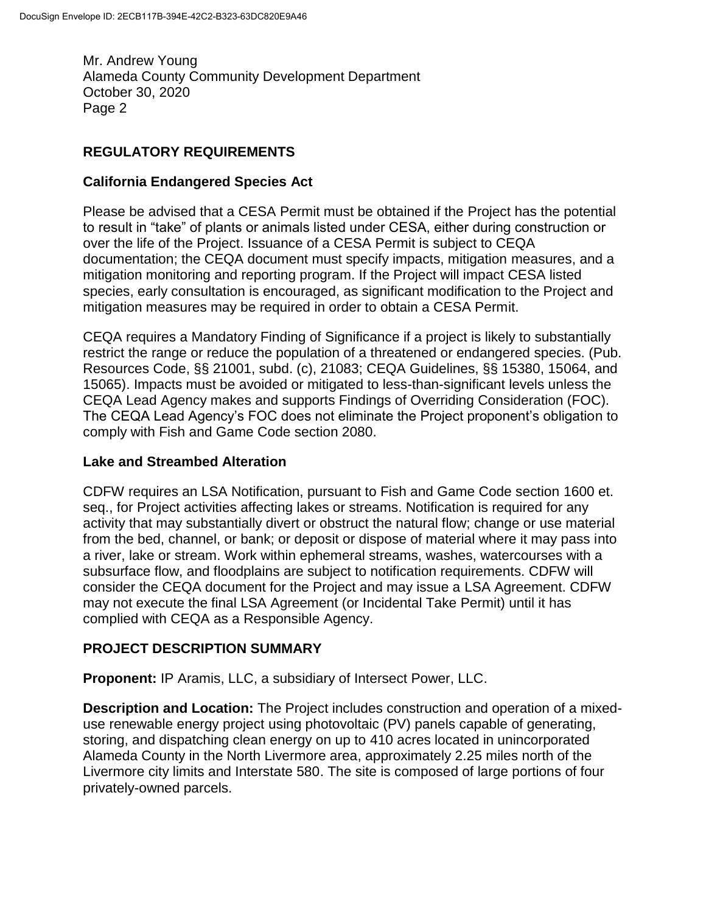## REGULATORY REQUIREMENTS

### California Endangered Species Act

Please be advised that a CESA Permit must be obtained if the Project has the potential to result in "take" of plants or animals listed under CESA, either during construction or over the life of the Project. Issuance of a CESA Permit is subject to CEQA documentation; the CEQA document must specify impacts, mitigation measures, and a mitigation monitoring and reporting program. If the Project will impact CESA listed species, early consultation is encouraged, as significant modification to the Project and mitigation measures may be required in order to obtain a CESA Permit.

CEQA requires a Mandatory Finding of Significance if a project is likely to substantially restrict the range or reduce the population of a threatened or endangered species. (Pub. Resources Code, §§ 21001, subd. (c), 21083; CEQA Guidelines, §§ 15380, 15064, and 15065). Impacts must be avoided or mitigated to less-than-significant levels unless the CEQA Lead Agency makes and supports Findings of Overriding Consideration (FOC). The CEQA Lead Agency's FOC does not eliminate the Project proponent's obligation to comply with Fish and Game Code section 2080.

### Lake and Streambed Alteration

CDFW requires an LSA Notification, pursuant to Fish and Game Code section 1600 et. seq., for Project activities affecting lakes or streams. Notification is required for any activity that may substantially divert or obstruct the natural flow; change or use material from the bed, channel, or bank; or deposit or dispose of material where it may pass into a river, lake or stream. Work within ephemeral streams, washes, watercourses with a subsurface flow, and floodplains are subject to notification requirements. CDFW will consider the CEQA document for the Project and may issue a LSA Agreement. CDFW may not execute the final LSA Agreement (or Incidental Take Permit) until it has complied with CEQA as a Responsible Agency.

## PROJECT DESCRIPTION SUMMARY

**Proponent:** IP Aramis, LLC, a subsidiary of Intersect Power, LLC.

**Description and Location:** The Project includes construction and operation of a mixed-use renewable energy project using photovoltaic (PV) panels capable of generating, storing, and dispatching clean energy on up to 410 acres located in unincorporated Alameda County in the North Livermore area, approximately 2.25 miles north of the Livermore city limits and Interstate 580. The site is composed of large portions of four privately-owned parcels.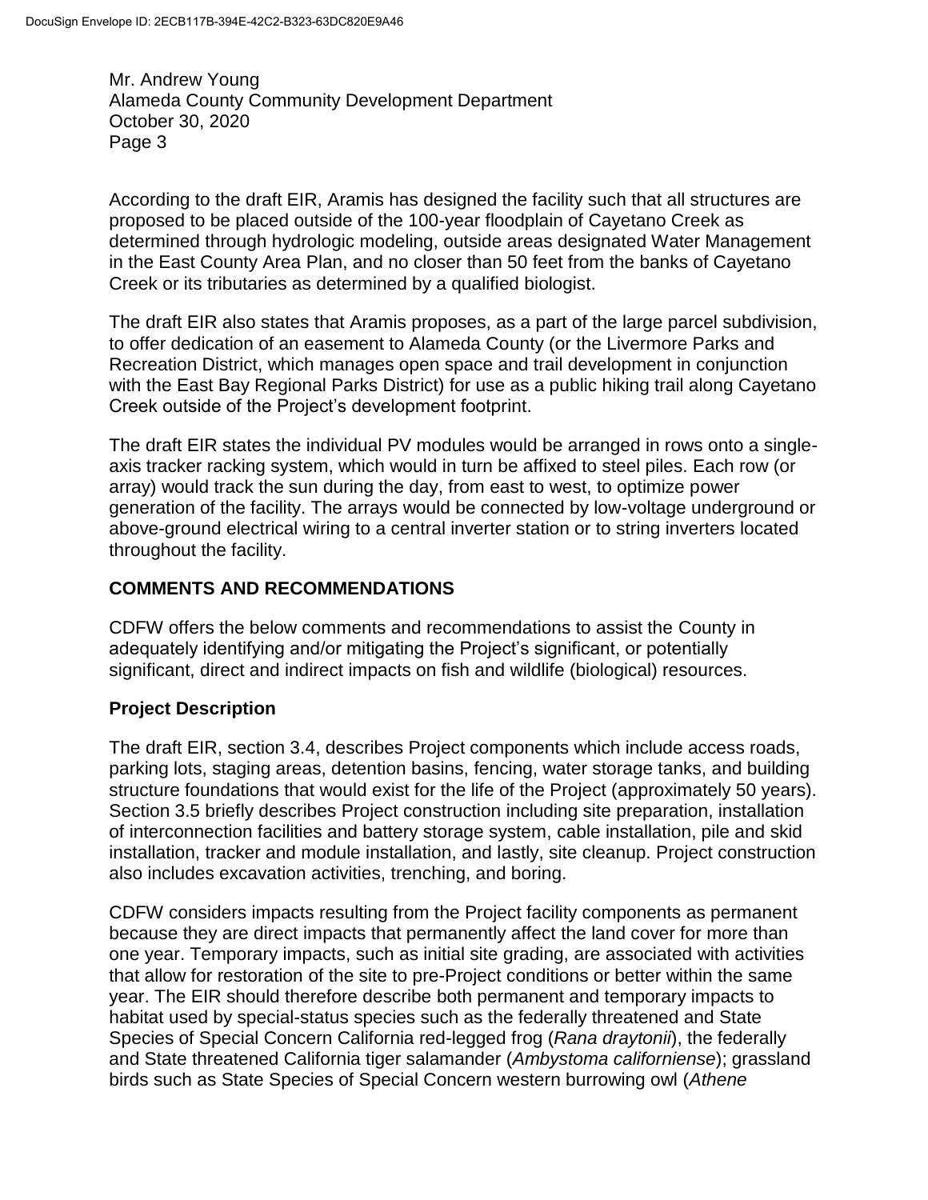Mr. Andrew Young
Alameda County Community Development Department
October 30, 2020

According to the draft EIR, Aramis has designed the facility such that all structures are proposed to be placed outside of the 100-year floodplain of Cayetano Creek as determined through hydrologic modeling, outside areas designated Water Management in the East County Area Plan, and no closer than 50 feet from the banks of Cayetano Creek or its tributaries as determined by a qualified biologist.

The draft EIR also states that Aramis proposes, as a part of the large parcel subdivision, to offer dedication of an easement to Alameda County (or the Livermore Parks and Recreation District, which manages open space and trail development in conjunction with the East Bay Regional Parks District) for use as a public hiking trail along Cayetano Creek outside of the Project's development footprint.

The draft EIR states the individual PV modules would be arranged in rows onto a single-axis tracker racking system, which would in turn be affixed to steel piles. Each row (or array) would track the sun during the day, from east to west, to optimize power generation of the facility. The arrays would be connected by low-voltage underground or above-ground electrical wiring to a central inverter station or to string inverters located throughout the facility.

## COMMENTS AND RECOMMENDATIONS

CDFW offers the below comments and recommendations to assist the County in adequately identifying and/or mitigating the Project's significant, or potentially significant, direct and indirect impacts on fish and wildlife (biological) resources.

### Project Description

The draft EIR, section 3.4, describes Project components which include access roads, parking lots, staging areas, detention basins, fencing, water storage tanks, and building structure foundations that would exist for the life of the Project (approximately 50 years). Section 3.5 briefly describes Project construction including site preparation, installation of interconnection facilities and battery storage system, cable installation, pile and skid installation, tracker and module installation, and lastly, site cleanup. Project construction also includes excavation activities, trenching, and boring.

CDFW considers impacts resulting from the Project facility components as permanent because they are direct impacts that permanently affect the land cover for more than one year. Temporary impacts, such as initial site grading, are associated with activities that allow for restoration of the site to pre-Project conditions or better within the same year. The EIR should therefore describe both permanent and temporary impacts to habitat used by special-status species such as the federally threatened and State Species of Special Concern California red-legged frog (*Rana draytonii*), the federally and State threatened California tiger salamander (*Ambystoma californiense*); grassland birds such as State Species of Special Concern western burrowing owl (*Athene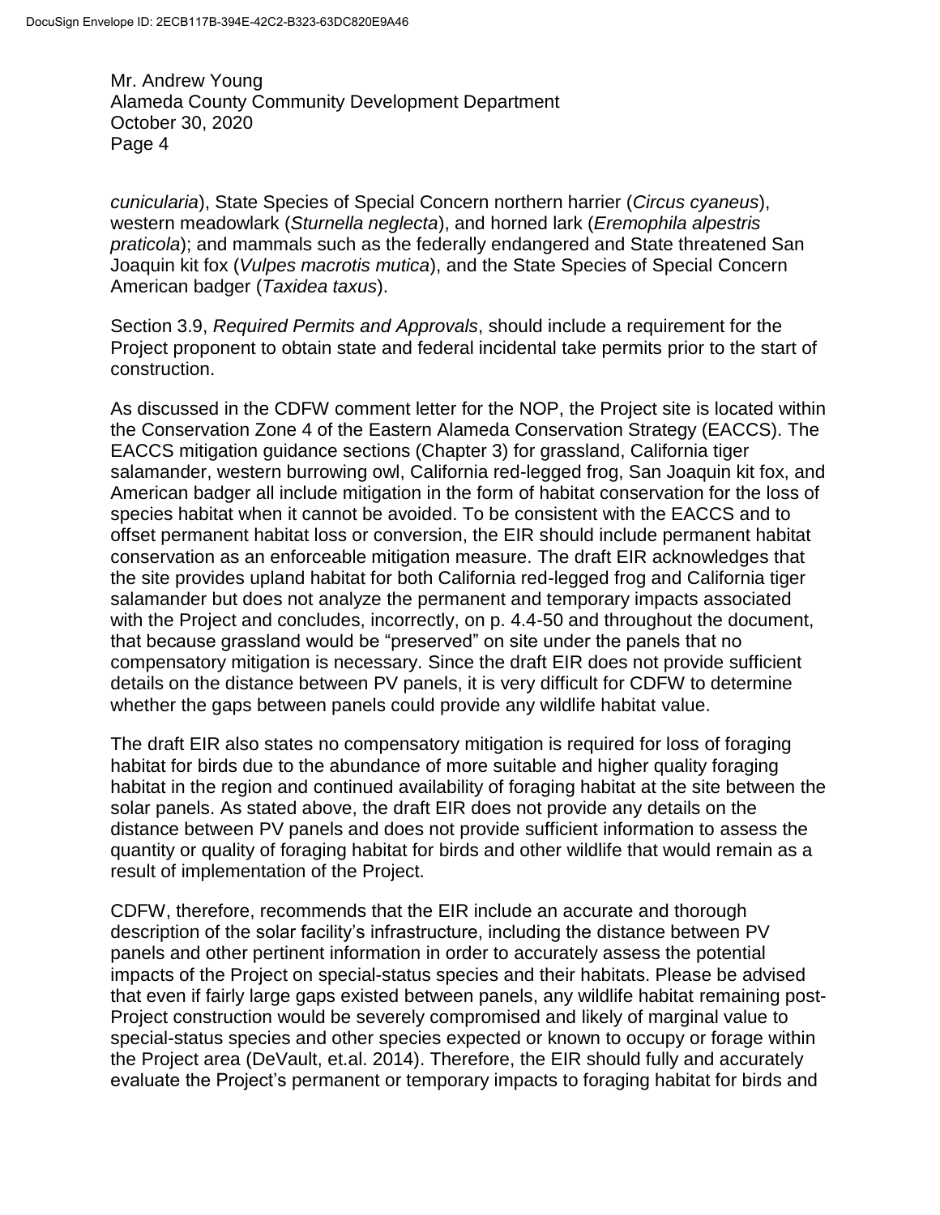*cunicularia*), State Species of Special Concern northern harrier (*Circus cyaneus*), western meadowlark (*Sturnella neglecta*), and horned lark (*Eremophila alpestris praticola*); and mammals such as the federally endangered and State threatened San Joaquin kit fox (*Vulpes macrotis mutica*), and the State Species of Special Concern American badger (*Taxidea taxus*).

Section 3.9, *Required Permits and Approvals*, should include a requirement for the Project proponent to obtain state and federal incidental take permits prior to the start of construction.

As discussed in the CDFW comment letter for the NOP, the Project site is located within the Conservation Zone 4 of the Eastern Alameda Conservation Strategy (EACCS). The EACCS mitigation guidance sections (Chapter 3) for grassland, California tiger salamander, western burrowing owl, California red-legged frog, San Joaquin kit fox, and American badger all include mitigation in the form of habitat conservation for the loss of species habitat when it cannot be avoided. To be consistent with the EACCS and to offset permanent habitat loss or conversion, the EIR should include permanent habitat conservation as an enforceable mitigation measure. The draft EIR acknowledges that the site provides upland habitat for both California red-legged frog and California tiger salamander but does not analyze the permanent and temporary impacts associated with the Project and concludes, incorrectly, on p. 4.4-50 and throughout the document, that because grassland would be "preserved" on site under the panels that no compensatory mitigation is necessary. Since the draft EIR does not provide sufficient details on the distance between PV panels, it is very difficult for CDFW to determine whether the gaps between panels could provide any wildlife habitat value.

The draft EIR also states no compensatory mitigation is required for loss of foraging habitat for birds due to the abundance of more suitable and higher quality foraging habitat in the region and continued availability of foraging habitat at the site between the solar panels. As stated above, the draft EIR does not provide any details on the distance between PV panels and does not provide sufficient information to assess the quantity or quality of foraging habitat for birds and other wildlife that would remain as a result of implementation of the Project.

CDFW, therefore, recommends that the EIR include an accurate and thorough description of the solar facility's infrastructure, including the distance between PV panels and other pertinent information in order to accurately assess the potential impacts of the Project on special-status species and their habitats. Please be advised that even if fairly large gaps existed between panels, any wildlife habitat remaining post-Project construction would be severely compromised and likely of marginal value to special-status species and other species expected or known to occupy or forage within the Project area (DeVault, et.al. 2014). Therefore, the EIR should fully and accurately evaluate the Project's permanent or temporary impacts to foraging habitat for birds and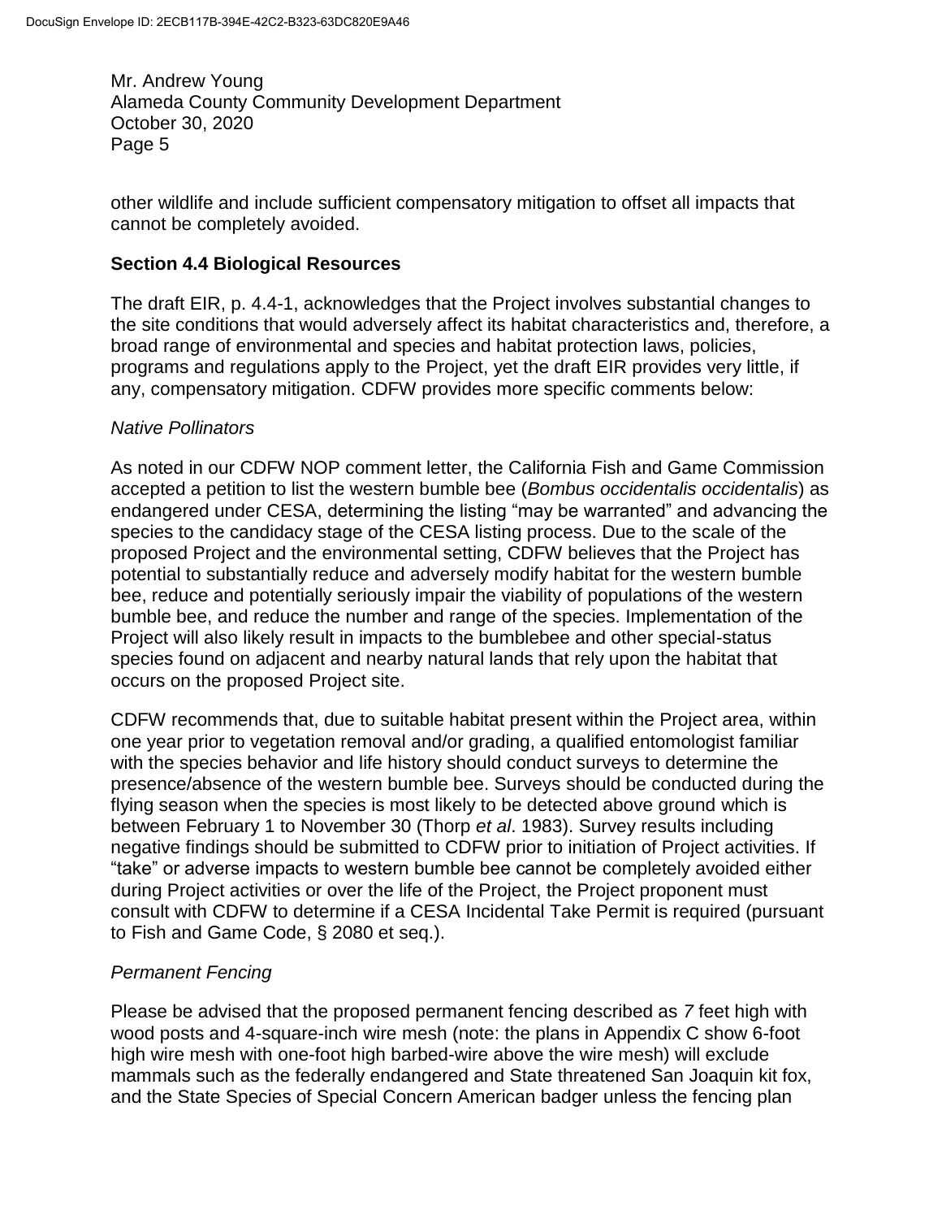other wildlife and include sufficient compensatory mitigation to offset all impacts that cannot be completely avoided.

## Section 4.4 Biological Resources

The draft EIR, p. 4.4-1, acknowledges that the Project involves substantial changes to the site conditions that would adversely affect its habitat characteristics and, therefore, a broad range of environmental and species and habitat protection laws, policies, programs and regulations apply to the Project, yet the draft EIR provides very little, if any, compensatory mitigation. CDFW provides more specific comments below:

### *Native Pollinators*

As noted in our CDFW NOP comment letter, the California Fish and Game Commission accepted a petition to list the western bumble bee (*Bombus occidentalis occidentalis*) as endangered under CESA, determining the listing "may be warranted" and advancing the species to the candidacy stage of the CESA listing process. Due to the scale of the proposed Project and the environmental setting, CDFW believes that the Project has potential to substantially reduce and adversely modify habitat for the western bumble bee, reduce and potentially seriously impair the viability of populations of the western bumble bee, and reduce the number and range of the species. Implementation of the Project will also likely result in impacts to the bumblebee and other special-status species found on adjacent and nearby natural lands that rely upon the habitat that occurs on the proposed Project site.

CDFW recommends that, due to suitable habitat present within the Project area, within one year prior to vegetation removal and/or grading, a qualified entomologist familiar with the species behavior and life history should conduct surveys to determine the presence/absence of the western bumble bee. Surveys should be conducted during the flying season when the species is most likely to be detected above ground which is between February 1 to November 30 (Thorp *et al*. 1983). Survey results including negative findings should be submitted to CDFW prior to initiation of Project activities. If "take" or adverse impacts to western bumble bee cannot be completely avoided either during Project activities or over the life of the Project, the Project proponent must consult with CDFW to determine if a CESA Incidental Take Permit is required (pursuant to Fish and Game Code, § 2080 et seq.).

### *Permanent Fencing*

Please be advised that the proposed permanent fencing described as *7* feet high with wood posts and 4-square-inch wire mesh (note: the plans in Appendix C show 6-foot high wire mesh with one-foot high barbed-wire above the wire mesh) will exclude mammals such as the federally endangered and State threatened San Joaquin kit fox, and the State Species of Special Concern American badger unless the fencing plan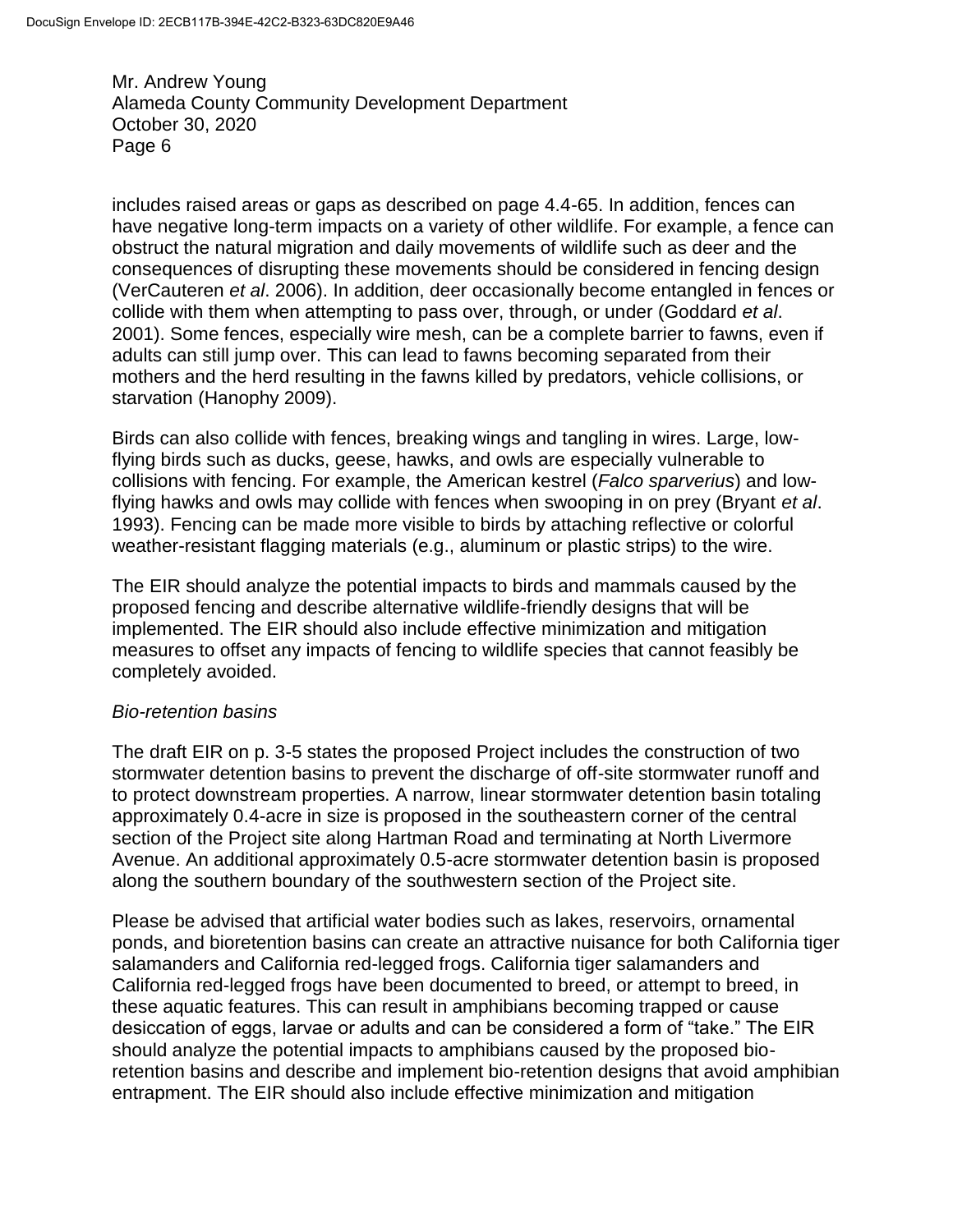includes raised areas or gaps as described on page 4.4-65. In addition, fences can have negative long-term impacts on a variety of other wildlife. For example, a fence can obstruct the natural migration and daily movements of wildlife such as deer and the consequences of disrupting these movements should be considered in fencing design (VerCauteren *et al*. 2006). In addition, deer occasionally become entangled in fences or collide with them when attempting to pass over, through, or under (Goddard *et al*. 2001). Some fences, especially wire mesh, can be a complete barrier to fawns, even if adults can still jump over. This can lead to fawns becoming separated from their mothers and the herd resulting in the fawns killed by predators, vehicle collisions, or starvation (Hanophy 2009).

Birds can also collide with fences, breaking wings and tangling in wires. Large, low-flying birds such as ducks, geese, hawks, and owls are especially vulnerable to collisions with fencing. For example, the American kestrel (*Falco sparverius*) and low-flying hawks and owls may collide with fences when swooping in on prey (Bryant *et al*. 1993). Fencing can be made more visible to birds by attaching reflective or colorful weather-resistant flagging materials (e.g., aluminum or plastic strips) to the wire.

The EIR should analyze the potential impacts to birds and mammals caused by the proposed fencing and describe alternative wildlife-friendly designs that will be implemented. The EIR should also include effective minimization and mitigation measures to offset any impacts of fencing to wildlife species that cannot feasibly be completely avoided.

*Bio-retention basins*

The draft EIR on p. 3-5 states the proposed Project includes the construction of two stormwater detention basins to prevent the discharge of off-site stormwater runoff and to protect downstream properties. A narrow, linear stormwater detention basin totaling approximately 0.4-acre in size is proposed in the southeastern corner of the central section of the Project site along Hartman Road and terminating at North Livermore Avenue. An additional approximately 0.5-acre stormwater detention basin is proposed along the southern boundary of the southwestern section of the Project site.

Please be advised that artificial water bodies such as lakes, reservoirs, ornamental ponds, and bioretention basins can create an attractive nuisance for both California tiger salamanders and California red-legged frogs. California tiger salamanders and California red-legged frogs have been documented to breed, or attempt to breed, in these aquatic features. This can result in amphibians becoming trapped or cause desiccation of eggs, larvae or adults and can be considered a form of "take." The EIR should analyze the potential impacts to amphibians caused by the proposed bio-retention basins and describe and implement bio-retention designs that avoid amphibian entrapment. The EIR should also include effective minimization and mitigation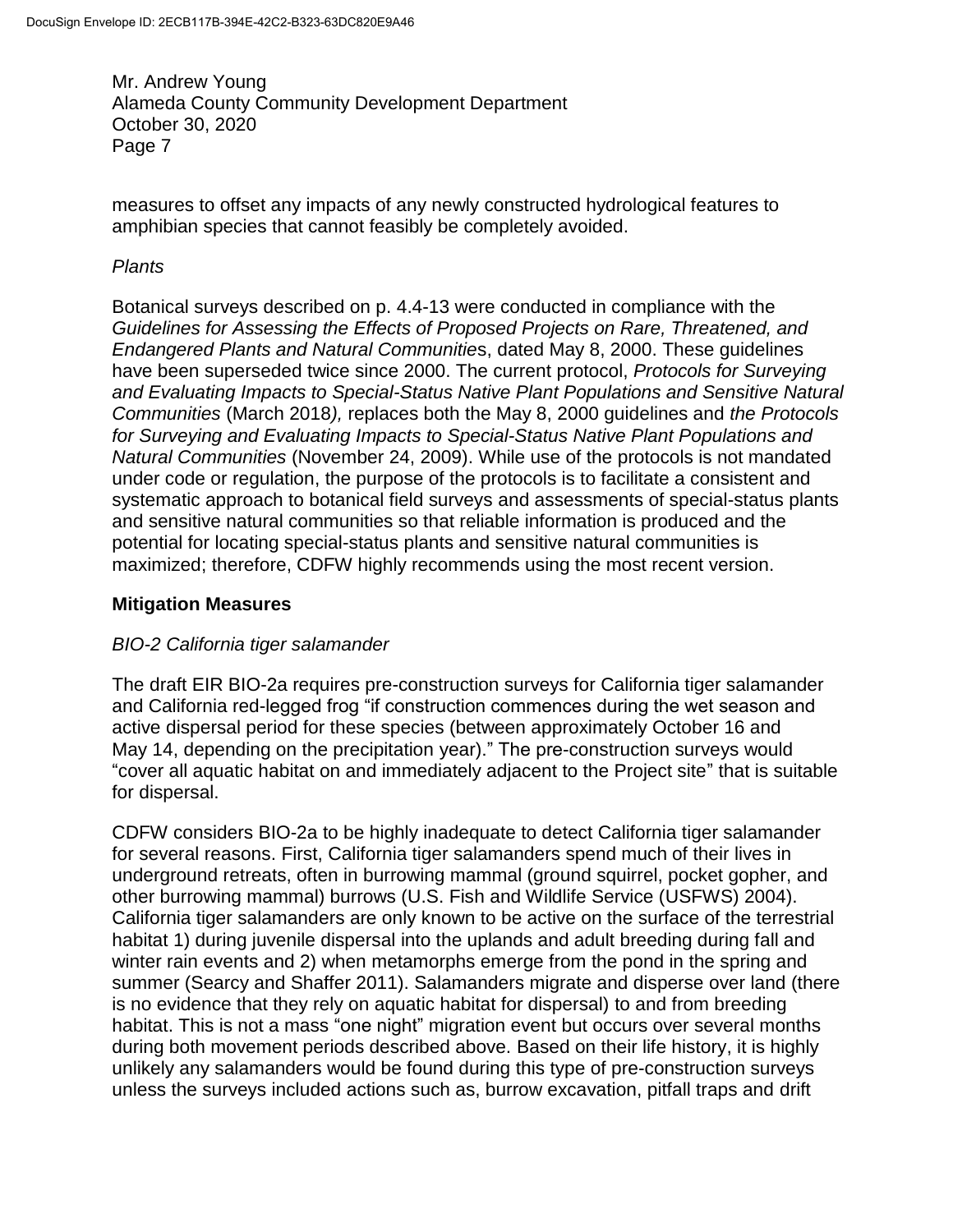measures to offset any impacts of any newly constructed hydrological features to amphibian species that cannot feasibly be completely avoided.

*Plants*

Botanical surveys described on p. 4.4-13 were conducted in compliance with the *Guidelines for Assessing the Effects of Proposed Projects on Rare, Threatened, and Endangered Plants and Natural Communities*, dated May 8, 2000. These guidelines have been superseded twice since 2000. The current protocol, *Protocols for Surveying and Evaluating Impacts to Special-Status Native Plant Populations and Sensitive Natural Communities* (March 2018*),* replaces both the May 8, 2000 guidelines and *the Protocols for Surveying and Evaluating Impacts to Special-Status Native Plant Populations and Natural Communities* (November 24, 2009). While use of the protocols is not mandated under code or regulation, the purpose of the protocols is to facilitate a consistent and systematic approach to botanical field surveys and assessments of special-status plants and sensitive natural communities so that reliable information is produced and the potential for locating special-status plants and sensitive natural communities is maximized; therefore, CDFW highly recommends using the most recent version.

## Mitigation Measures

*BIO-2 California tiger salamander*

The draft EIR BIO-2a requires pre-construction surveys for California tiger salamander and California red-legged frog "if construction commences during the wet season and active dispersal period for these species (between approximately October 16 and May 14, depending on the precipitation year)." The pre-construction surveys would "cover all aquatic habitat on and immediately adjacent to the Project site" that is suitable for dispersal.

CDFW considers BIO-2a to be highly inadequate to detect California tiger salamander for several reasons. First, California tiger salamanders spend much of their lives in underground retreats, often in burrowing mammal (ground squirrel, pocket gopher, and other burrowing mammal) burrows (U.S. Fish and Wildlife Service (USFWS) 2004). California tiger salamanders are only known to be active on the surface of the terrestrial habitat 1) during juvenile dispersal into the uplands and adult breeding during fall and winter rain events and 2) when metamorphs emerge from the pond in the spring and summer (Searcy and Shaffer 2011). Salamanders migrate and disperse over land (there is no evidence that they rely on aquatic habitat for dispersal) to and from breeding habitat. This is not a mass "one night" migration event but occurs over several months during both movement periods described above. Based on their life history, it is highly unlikely any salamanders would be found during this type of pre-construction surveys unless the surveys included actions such as, burrow excavation, pitfall traps and drift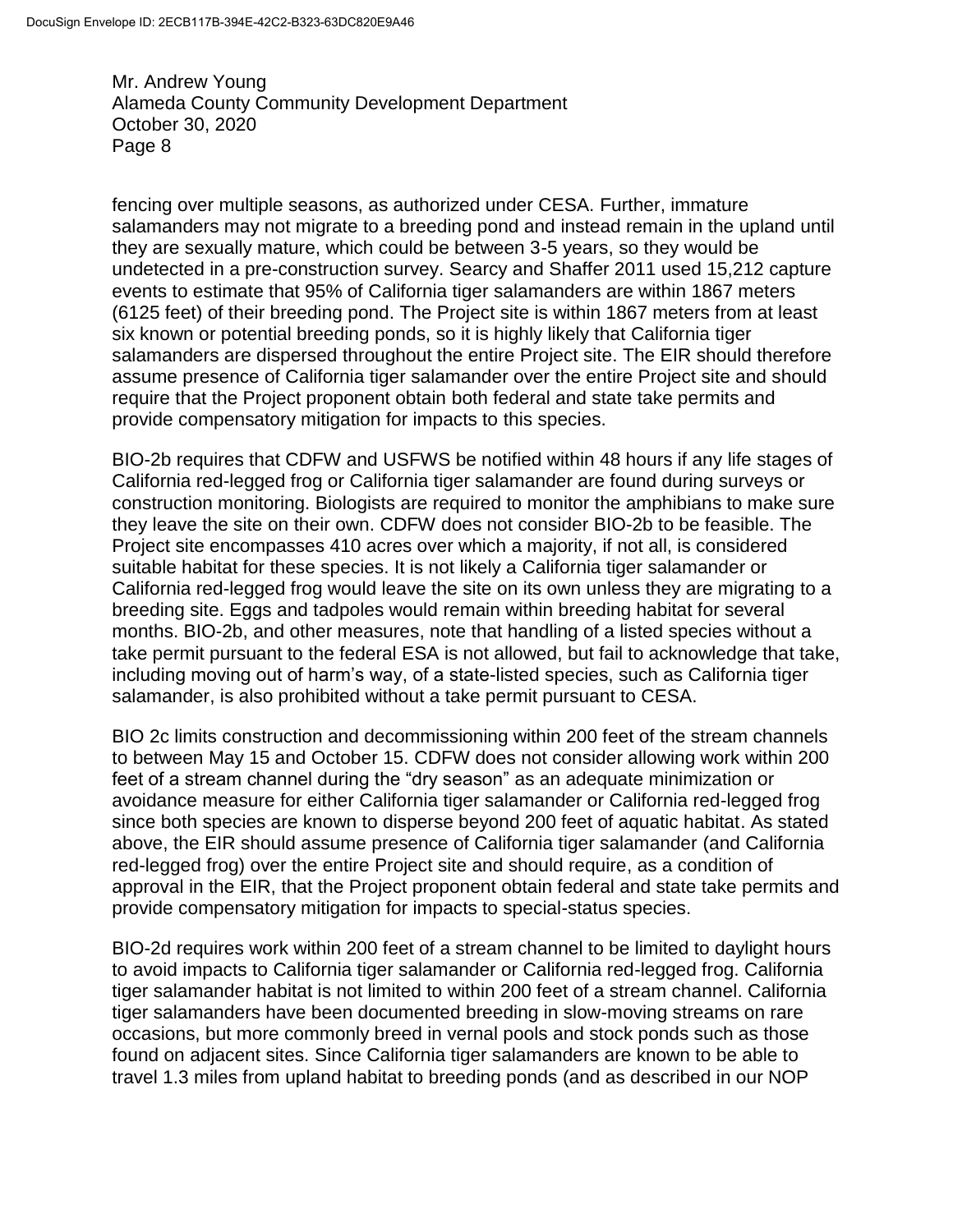fencing over multiple seasons, as authorized under CESA. Further, immature salamanders may not migrate to a breeding pond and instead remain in the upland until they are sexually mature, which could be between 3-5 years, so they would be undetected in a pre-construction survey. Searcy and Shaffer 2011 used 15,212 capture events to estimate that 95% of California tiger salamanders are within 1867 meters (6125 feet) of their breeding pond. The Project site is within 1867 meters from at least six known or potential breeding ponds, so it is highly likely that California tiger salamanders are dispersed throughout the entire Project site. The EIR should therefore assume presence of California tiger salamander over the entire Project site and should require that the Project proponent obtain both federal and state take permits and provide compensatory mitigation for impacts to this species.

BIO-2b requires that CDFW and USFWS be notified within 48 hours if any life stages of California red-legged frog or California tiger salamander are found during surveys or construction monitoring. Biologists are required to monitor the amphibians to make sure they leave the site on their own. CDFW does not consider BIO-2b to be feasible. The Project site encompasses 410 acres over which a majority, if not all, is considered suitable habitat for these species. It is not likely a California tiger salamander or California red-legged frog would leave the site on its own unless they are migrating to a breeding site. Eggs and tadpoles would remain within breeding habitat for several months. BIO-2b, and other measures, note that handling of a listed species without a take permit pursuant to the federal ESA is not allowed, but fail to acknowledge that take, including moving out of harm's way, of a state-listed species, such as California tiger salamander, is also prohibited without a take permit pursuant to CESA.

BIO 2c limits construction and decommissioning within 200 feet of the stream channels to between May 15 and October 15. CDFW does not consider allowing work within 200 feet of a stream channel during the "dry season" as an adequate minimization or avoidance measure for either California tiger salamander or California red-legged frog since both species are known to disperse beyond 200 feet of aquatic habitat. As stated above, the EIR should assume presence of California tiger salamander (and California red-legged frog) over the entire Project site and should require, as a condition of approval in the EIR, that the Project proponent obtain federal and state take permits and provide compensatory mitigation for impacts to special-status species.

BIO-2d requires work within 200 feet of a stream channel to be limited to daylight hours to avoid impacts to California tiger salamander or California red-legged frog. California tiger salamander habitat is not limited to within 200 feet of a stream channel. California tiger salamanders have been documented breeding in slow-moving streams on rare occasions, but more commonly breed in vernal pools and stock ponds such as those found on adjacent sites. Since California tiger salamanders are known to be able to travel 1.3 miles from upland habitat to breeding ponds (and as described in our NOP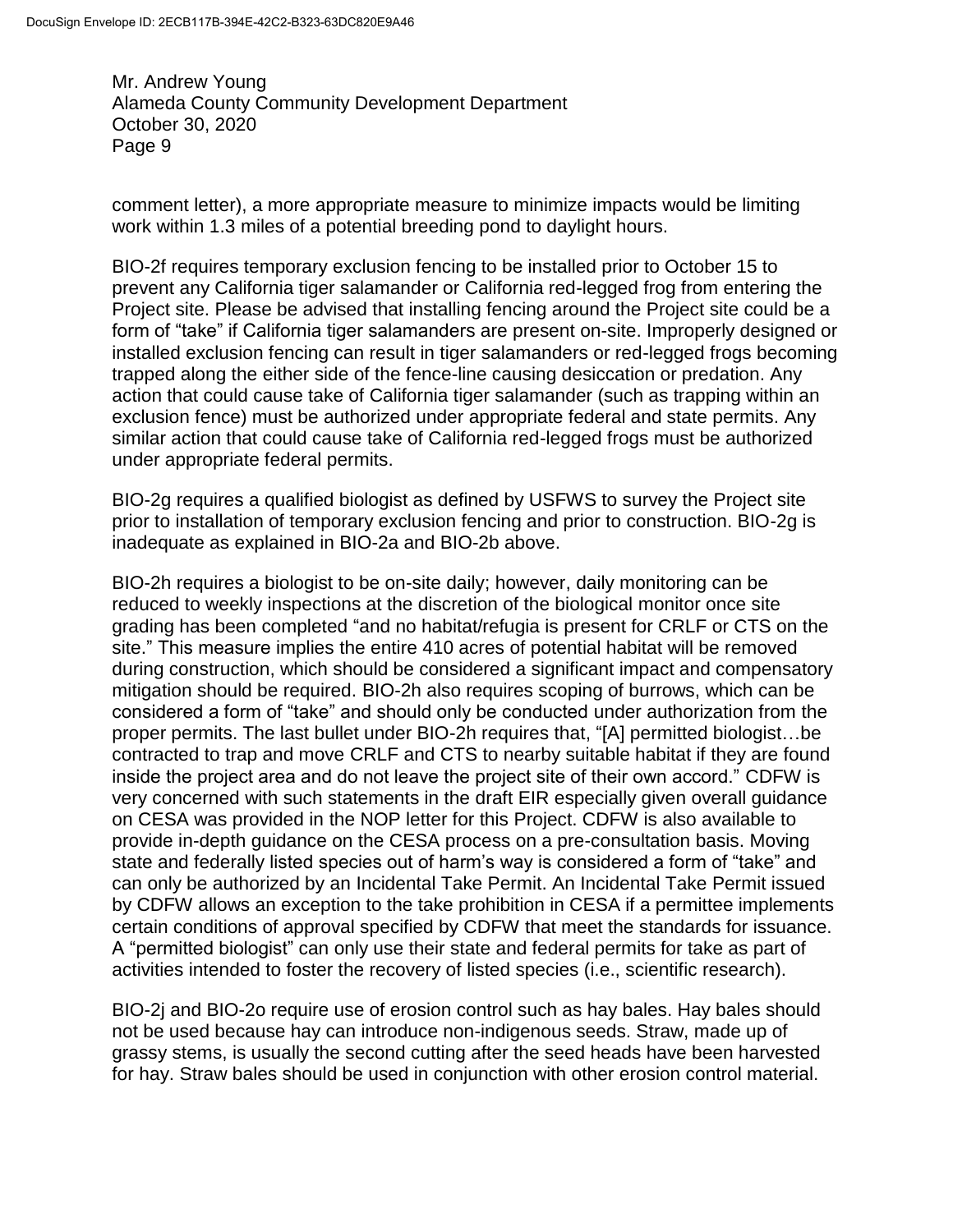comment letter), a more appropriate measure to minimize impacts would be limiting work within 1.3 miles of a potential breeding pond to daylight hours.

BIO-2f requires temporary exclusion fencing to be installed prior to October 15 to prevent any California tiger salamander or California red-legged frog from entering the Project site. Please be advised that installing fencing around the Project site could be a form of "take" if California tiger salamanders are present on-site. Improperly designed or installed exclusion fencing can result in tiger salamanders or red-legged frogs becoming trapped along the either side of the fence-line causing desiccation or predation. Any action that could cause take of California tiger salamander (such as trapping within an exclusion fence) must be authorized under appropriate federal and state permits. Any similar action that could cause take of California red-legged frogs must be authorized under appropriate federal permits.

BIO-2g requires a qualified biologist as defined by USFWS to survey the Project site prior to installation of temporary exclusion fencing and prior to construction. BIO-2g is inadequate as explained in BIO-2a and BIO-2b above.

BIO-2h requires a biologist to be on-site daily; however, daily monitoring can be reduced to weekly inspections at the discretion of the biological monitor once site grading has been completed "and no habitat/refugia is present for CRLF or CTS on the site." This measure implies the entire 410 acres of potential habitat will be removed during construction, which should be considered a significant impact and compensatory mitigation should be required. BIO-2h also requires scoping of burrows, which can be considered a form of "take" and should only be conducted under authorization from the proper permits. The last bullet under BIO-2h requires that, "[A] permitted biologist…be contracted to trap and move CRLF and CTS to nearby suitable habitat if they are found inside the project area and do not leave the project site of their own accord." CDFW is very concerned with such statements in the draft EIR especially given overall guidance on CESA was provided in the NOP letter for this Project. CDFW is also available to provide in-depth guidance on the CESA process on a pre-consultation basis. Moving state and federally listed species out of harm's way is considered a form of "take" and can only be authorized by an Incidental Take Permit. An Incidental Take Permit issued by CDFW allows an exception to the take prohibition in CESA if a permittee implements certain conditions of approval specified by CDFW that meet the standards for issuance. A "permitted biologist" can only use their state and federal permits for take as part of activities intended to foster the recovery of listed species (i.e., scientific research).

BIO-2j and BIO-2o require use of erosion control such as hay bales. Hay bales should not be used because hay can introduce non-indigenous seeds. Straw, made up of grassy stems, is usually the second cutting after the seed heads have been harvested for hay. Straw bales should be used in conjunction with other erosion control material.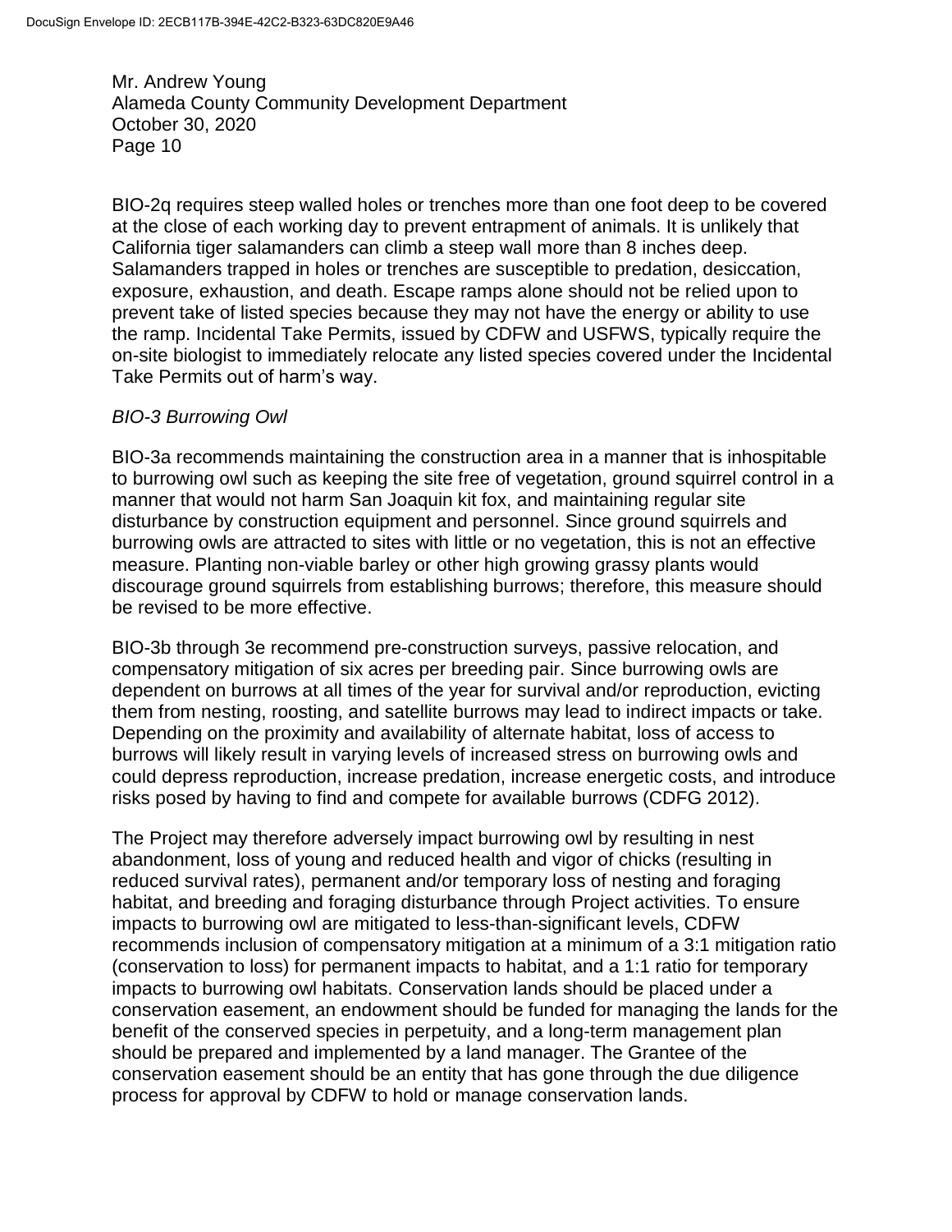BIO-2q requires steep walled holes or trenches more than one foot deep to be covered at the close of each working day to prevent entrapment of animals. It is unlikely that California tiger salamanders can climb a steep wall more than 8 inches deep. Salamanders trapped in holes or trenches are susceptible to predation, desiccation, exposure, exhaustion, and death. Escape ramps alone should not be relied upon to prevent take of listed species because they may not have the energy or ability to use the ramp. Incidental Take Permits, issued by CDFW and USFWS, typically require the on-site biologist to immediately relocate any listed species covered under the Incidental Take Permits out of harm's way.

*BIO-3 Burrowing Owl*

BIO-3a recommends maintaining the construction area in a manner that is inhospitable to burrowing owl such as keeping the site free of vegetation, ground squirrel control in a manner that would not harm San Joaquin kit fox, and maintaining regular site disturbance by construction equipment and personnel. Since ground squirrels and burrowing owls are attracted to sites with little or no vegetation, this is not an effective measure. Planting non-viable barley or other high growing grassy plants would discourage ground squirrels from establishing burrows; therefore, this measure should be revised to be more effective.

BIO-3b through 3e recommend pre-construction surveys, passive relocation, and compensatory mitigation of six acres per breeding pair. Since burrowing owls are dependent on burrows at all times of the year for survival and/or reproduction, evicting them from nesting, roosting, and satellite burrows may lead to indirect impacts or take. Depending on the proximity and availability of alternate habitat, loss of access to burrows will likely result in varying levels of increased stress on burrowing owls and could depress reproduction, increase predation, increase energetic costs, and introduce risks posed by having to find and compete for available burrows (CDFG 2012).

The Project may therefore adversely impact burrowing owl by resulting in nest abandonment, loss of young and reduced health and vigor of chicks (resulting in reduced survival rates), permanent and/or temporary loss of nesting and foraging habitat, and breeding and foraging disturbance through Project activities. To ensure impacts to burrowing owl are mitigated to less-than-significant levels, CDFW recommends inclusion of compensatory mitigation at a minimum of a 3:1 mitigation ratio (conservation to loss) for permanent impacts to habitat, and a 1:1 ratio for temporary impacts to burrowing owl habitats. Conservation lands should be placed under a conservation easement, an endowment should be funded for managing the lands for the benefit of the conserved species in perpetuity, and a long-term management plan should be prepared and implemented by a land manager. The Grantee of the conservation easement should be an entity that has gone through the due diligence process for approval by CDFW to hold or manage conservation lands.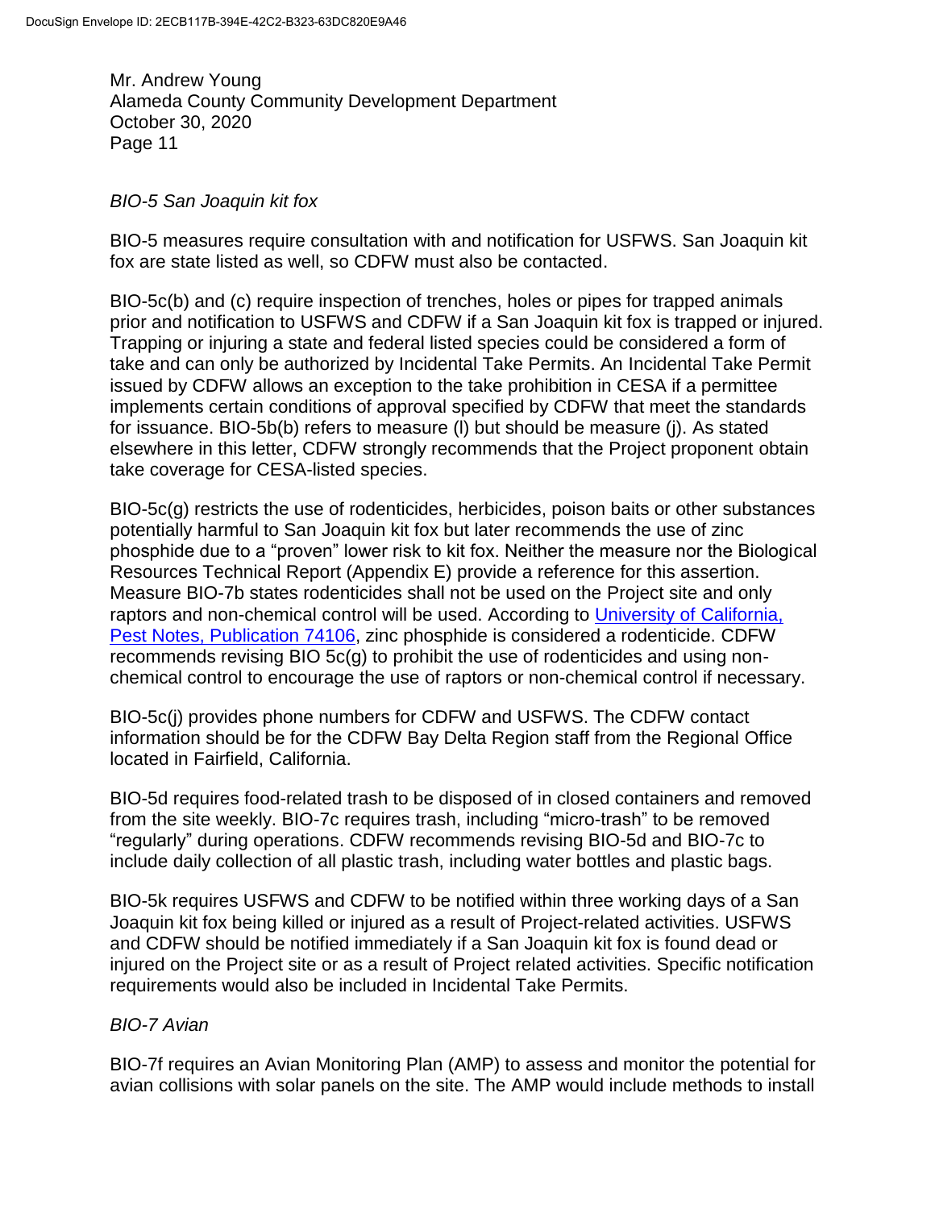Mr. Andrew Young
Alameda County Community Development Department
October 30, 2020
Page 11

*BIO-5 San Joaquin kit fox*

BIO-5 measures require consultation with and notification for USFWS. San Joaquin kit fox are state listed as well, so CDFW must also be contacted.

BIO-5c(b) and (c) require inspection of trenches, holes or pipes for trapped animals prior and notification to USFWS and CDFW if a San Joaquin kit fox is trapped or injured. Trapping or injuring a state and federal listed species could be considered a form of take and can only be authorized by Incidental Take Permits. An Incidental Take Permit issued by CDFW allows an exception to the take prohibition in CESA if a permittee implements certain conditions of approval specified by CDFW that meet the standards for issuance. BIO-5b(b) refers to measure (l) but should be measure (j). As stated elsewhere in this letter, CDFW strongly recommends that the Project proponent obtain take coverage for CESA-listed species.

BIO-5c(g) restricts the use of rodenticides, herbicides, poison baits or other substances potentially harmful to San Joaquin kit fox but later recommends the use of zinc phosphide due to a "proven" lower risk to kit fox. Neither the measure nor the Biological Resources Technical Report (Appendix E) provide a reference for this assertion. Measure BIO-7b states rodenticides shall not be used on the Project site and only raptors and non-chemical control will be used. According to University of California, Pest Notes, Publication 74106, zinc phosphide is considered a rodenticide. CDFW recommends revising BIO 5c(g) to prohibit the use of rodenticides and using non-chemical control to encourage the use of raptors or non-chemical control if necessary.

BIO-5c(j) provides phone numbers for CDFW and USFWS. The CDFW contact information should be for the CDFW Bay Delta Region staff from the Regional Office located in Fairfield, California.

BIO-5d requires food-related trash to be disposed of in closed containers and removed from the site weekly. BIO-7c requires trash, including "micro-trash" to be removed "regularly" during operations. CDFW recommends revising BIO-5d and BIO-7c to include daily collection of all plastic trash, including water bottles and plastic bags.

BIO-5k requires USFWS and CDFW to be notified within three working days of a San Joaquin kit fox being killed or injured as a result of Project-related activities. USFWS and CDFW should be notified immediately if a San Joaquin kit fox is found dead or injured on the Project site or as a result of Project related activities. Specific notification requirements would also be included in Incidental Take Permits.

*BIO-7 Avian*

BIO-7f requires an Avian Monitoring Plan (AMP) to assess and monitor the potential for avian collisions with solar panels on the site. The AMP would include methods to install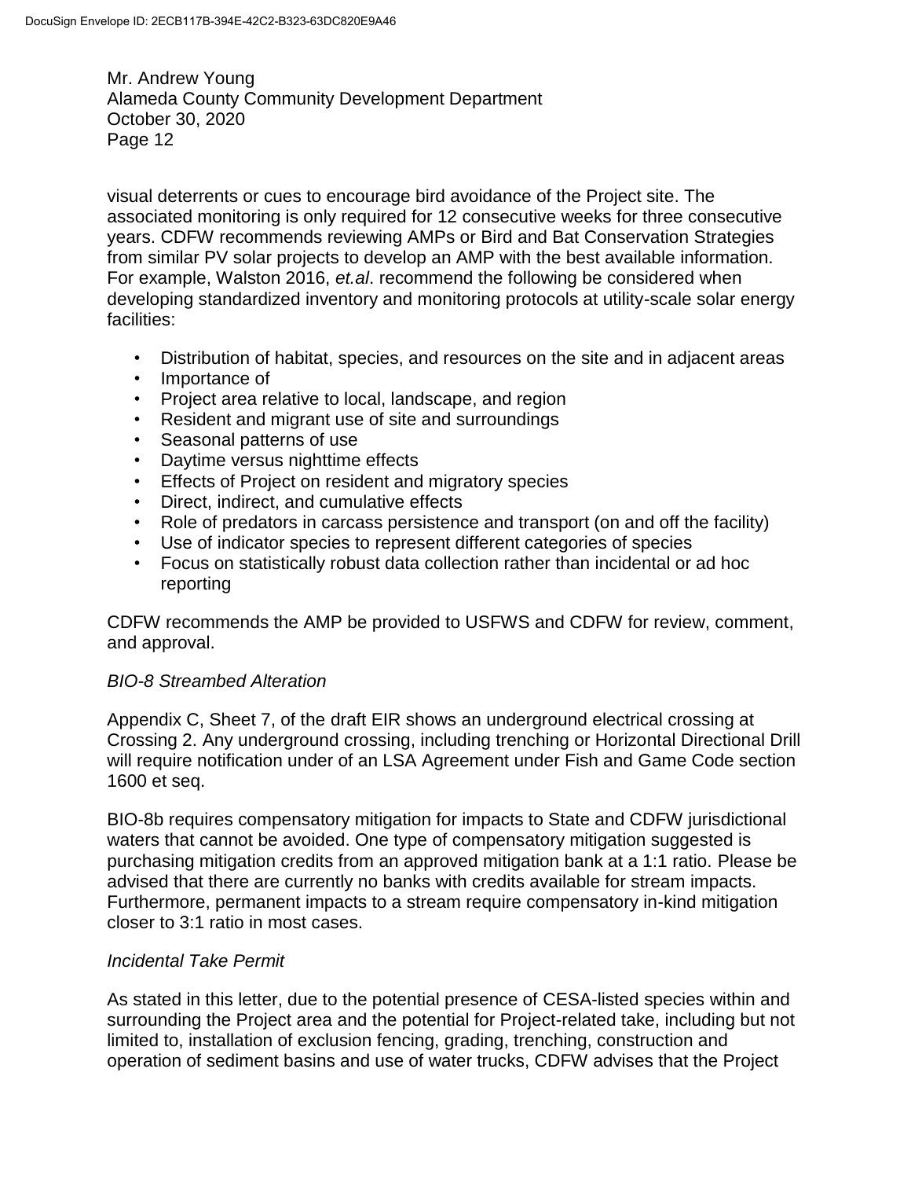visual deterrents or cues to encourage bird avoidance of the Project site. The associated monitoring is only required for 12 consecutive weeks for three consecutive years. CDFW recommends reviewing AMPs or Bird and Bat Conservation Strategies from similar PV solar projects to develop an AMP with the best available information. For example, Walston 2016, *et.al*. recommend the following be considered when developing standardized inventory and monitoring protocols at utility-scale solar energy facilities:

- Distribution of habitat, species, and resources on the site and in adjacent areas
- Importance of
- Project area relative to local, landscape, and region
- Resident and migrant use of site and surroundings
- Seasonal patterns of use
- Daytime versus nighttime effects
- Effects of Project on resident and migratory species
- Direct, indirect, and cumulative effects
- Role of predators in carcass persistence and transport (on and off the facility)
- Use of indicator species to represent different categories of species
- Focus on statistically robust data collection rather than incidental or ad hoc reporting

CDFW recommends the AMP be provided to USFWS and CDFW for review, comment, and approval.

*BIO-8 Streambed Alteration*

Appendix C, Sheet 7, of the draft EIR shows an underground electrical crossing at Crossing 2. Any underground crossing, including trenching or Horizontal Directional Drill will require notification under of an LSA Agreement under Fish and Game Code section 1600 et seq.

BIO-8b requires compensatory mitigation for impacts to State and CDFW jurisdictional waters that cannot be avoided. One type of compensatory mitigation suggested is purchasing mitigation credits from an approved mitigation bank at a 1:1 ratio. Please be advised that there are currently no banks with credits available for stream impacts. Furthermore, permanent impacts to a stream require compensatory in-kind mitigation closer to 3:1 ratio in most cases.

*Incidental Take Permit*

As stated in this letter, due to the potential presence of CESA-listed species within and surrounding the Project area and the potential for Project-related take, including but not limited to, installation of exclusion fencing, grading, trenching, construction and operation of sediment basins and use of water trucks, CDFW advises that the Project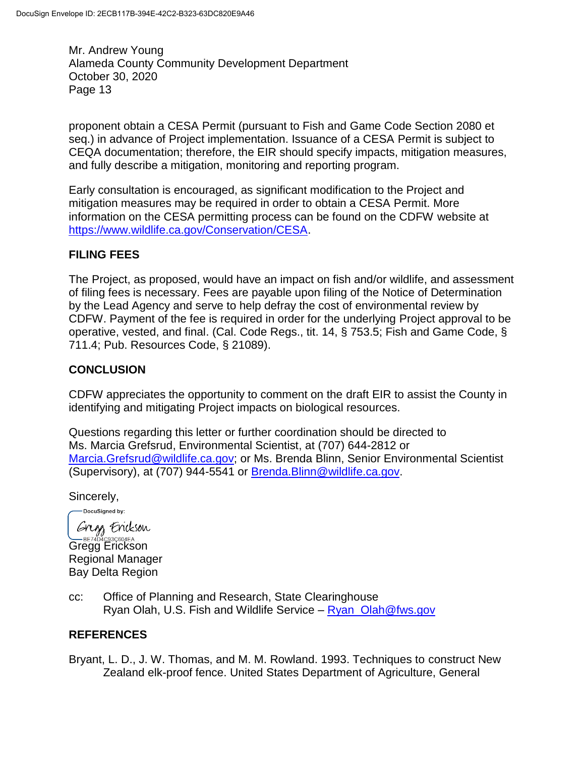proponent obtain a CESA Permit (pursuant to Fish and Game Code Section 2080 et seq.) in advance of Project implementation. Issuance of a CESA Permit is subject to CEQA documentation; therefore, the EIR should specify impacts, mitigation measures, and fully describe a mitigation, monitoring and reporting program.

Early consultation is encouraged, as significant modification to the Project and mitigation measures may be required in order to obtain a CESA Permit. More information on the CESA permitting process can be found on the CDFW website at https://www.wildlife.ca.gov/Conservation/CESA.

## FILING FEES

The Project, as proposed, would have an impact on fish and/or wildlife, and assessment of filing fees is necessary. Fees are payable upon filing of the Notice of Determination by the Lead Agency and serve to help defray the cost of environmental review by CDFW. Payment of the fee is required in order for the underlying Project approval to be operative, vested, and final. (Cal. Code Regs., tit. 14, § 753.5; Fish and Game Code, § 711.4; Pub. Resources Code, § 21089).

## CONCLUSION

CDFW appreciates the opportunity to comment on the draft EIR to assist the County in identifying and mitigating Project impacts on biological resources.

Questions regarding this letter or further coordination should be directed to Ms. Marcia Grefsrud, Environmental Scientist, at (707) 644-2812 or Marcia.Grefsrud@wildlife.ca.gov; or Ms. Brenda Blinn, Senior Environmental Scientist (Supervisory), at (707) 944-5541 or Brenda.Blinn@wildlife.ca.gov.

Sincerely,

DocuSigned by:
Gregg Erickson
BE74D4C93C604EA...

Gregg Erickson
Regional Manager
Bay Delta Region

cc: Office of Planning and Research, State Clearinghouse
Ryan Olah, U.S. Fish and Wildlife Service – Ryan_Olah@fws.gov

## REFERENCES

Bryant, L. D., J. W. Thomas, and M. M. Rowland. 1993. Techniques to construct New Zealand elk-proof fence. United States Department of Agriculture, General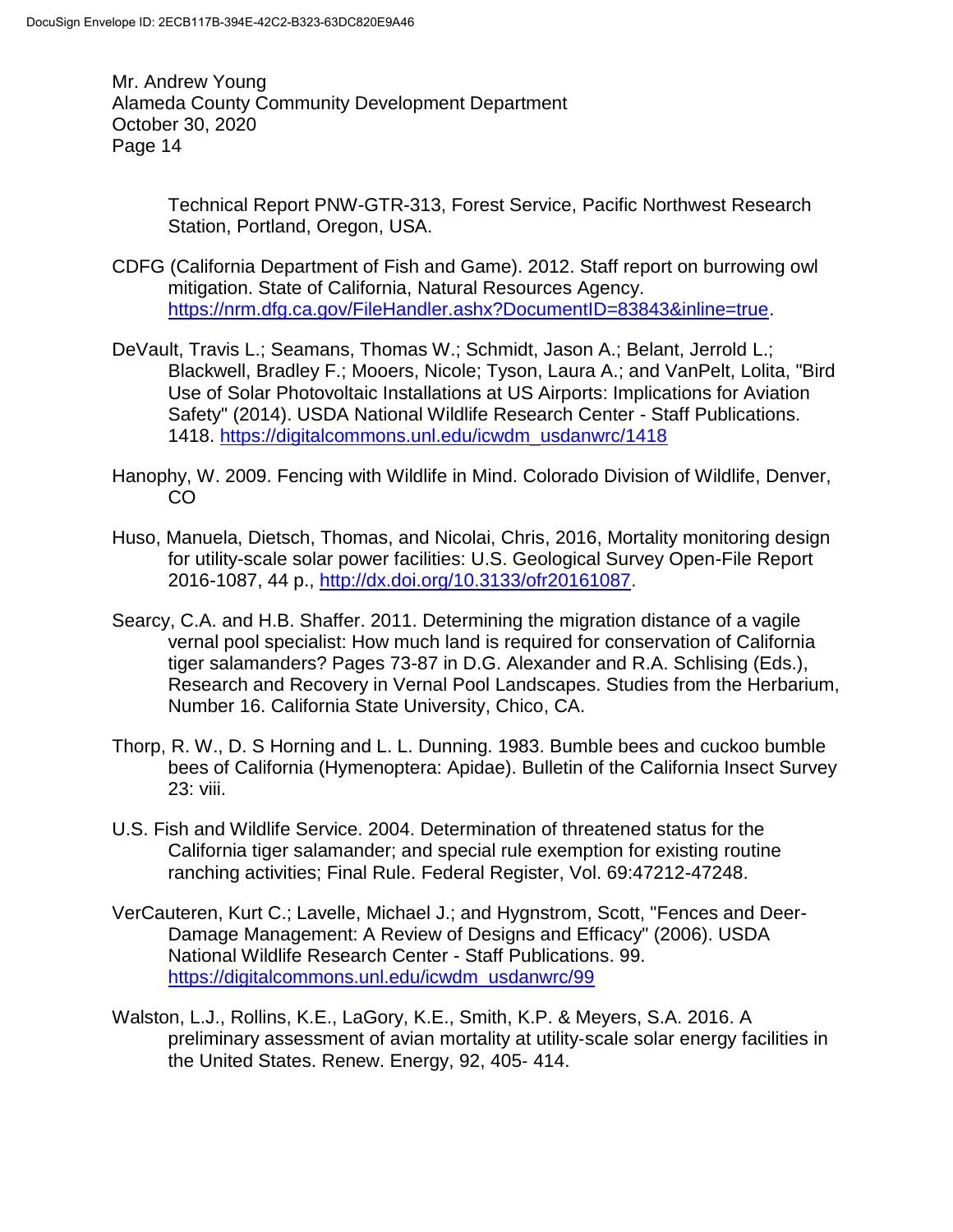Technical Report PNW-GTR-313, Forest Service, Pacific Northwest Research Station, Portland, Oregon, USA.

CDFG (California Department of Fish and Game). 2012. Staff report on burrowing owl mitigation. State of California, Natural Resources Agency. https://nrm.dfg.ca.gov/FileHandler.ashx?DocumentID=83843&inline=true.

DeVault, Travis L.; Seamans, Thomas W.; Schmidt, Jason A.; Belant, Jerrold L.; Blackwell, Bradley F.; Mooers, Nicole; Tyson, Laura A.; and VanPelt, Lolita, "Bird Use of Solar Photovoltaic Installations at US Airports: Implications for Aviation Safety" (2014). USDA National Wildlife Research Center - Staff Publications. 1418. https://digitalcommons.unl.edu/icwdm_usdanwrc/1418

Hanophy, W. 2009. Fencing with Wildlife in Mind. Colorado Division of Wildlife, Denver, CO

Huso, Manuela, Dietsch, Thomas, and Nicolai, Chris, 2016, Mortality monitoring design for utility-scale solar power facilities: U.S. Geological Survey Open-File Report 2016-1087, 44 p., http://dx.doi.org/10.3133/ofr20161087.

Searcy, C.A. and H.B. Shaffer. 2011. Determining the migration distance of a vagile vernal pool specialist: How much land is required for conservation of California tiger salamanders? Pages 73-87 in D.G. Alexander and R.A. Schlising (Eds.), Research and Recovery in Vernal Pool Landscapes. Studies from the Herbarium, Number 16. California State University, Chico, CA.

Thorp, R. W., D. S Horning and L. L. Dunning. 1983. Bumble bees and cuckoo bumble bees of California (Hymenoptera: Apidae). Bulletin of the California Insect Survey 23: viii.

U.S. Fish and Wildlife Service. 2004. Determination of threatened status for the California tiger salamander; and special rule exemption for existing routine ranching activities; Final Rule. Federal Register, Vol. 69:47212-47248.

VerCauteren, Kurt C.; Lavelle, Michael J.; and Hygnstrom, Scott, "Fences and Deer-Damage Management: A Review of Designs and Efficacy" (2006). USDA National Wildlife Research Center - Staff Publications. 99. https://digitalcommons.unl.edu/icwdm_usdanwrc/99

Walston, L.J., Rollins, K.E., LaGory, K.E., Smith, K.P. & Meyers, S.A. 2016. A preliminary assessment of avian mortality at utility-scale solar energy facilities in the United States. Renew. Energy, 92, 405- 414.